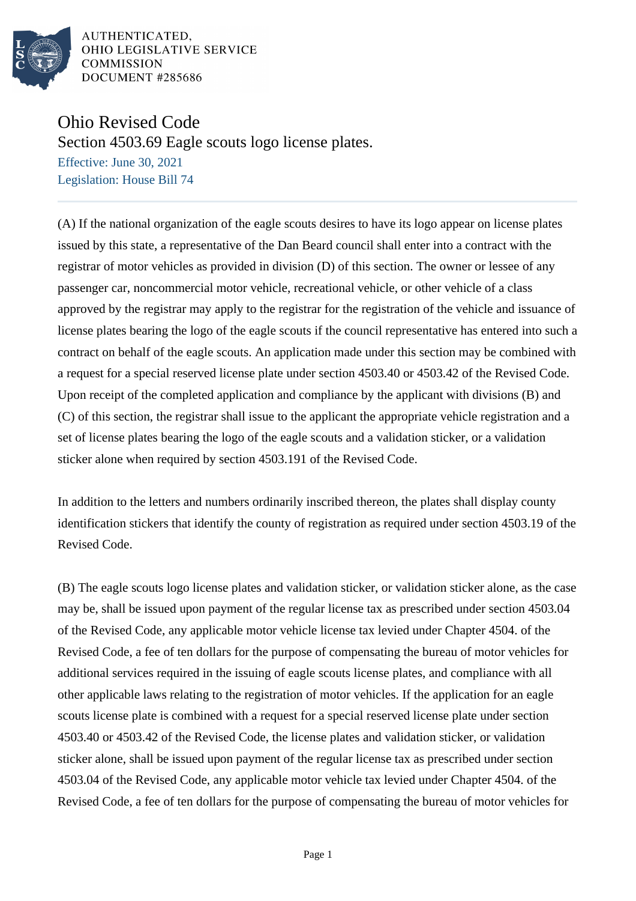AUTHENTICATED,
OHIO LEGISLATIVE SERVICE
COMMISSION
DOCUMENT #285686

# Ohio Revised Code

## Section 4503.69 Eagle scouts logo license plates.

Effective: June 30, 2021
Legislation: House Bill 74

(A) If the national organization of the eagle scouts desires to have its logo appear on license plates issued by this state, a representative of the Dan Beard council shall enter into a contract with the registrar of motor vehicles as provided in division (D) of this section. The owner or lessee of any passenger car, noncommercial motor vehicle, recreational vehicle, or other vehicle of a class approved by the registrar may apply to the registrar for the registration of the vehicle and issuance of license plates bearing the logo of the eagle scouts if the council representative has entered into such a contract on behalf of the eagle scouts. An application made under this section may be combined with a request for a special reserved license plate under section 4503.40 or 4503.42 of the Revised Code. Upon receipt of the completed application and compliance by the applicant with divisions (B) and (C) of this section, the registrar shall issue to the applicant the appropriate vehicle registration and a set of license plates bearing the logo of the eagle scouts and a validation sticker, or a validation sticker alone when required by section 4503.191 of the Revised Code.

In addition to the letters and numbers ordinarily inscribed thereon, the plates shall display county identification stickers that identify the county of registration as required under section 4503.19 of the Revised Code.

(B) The eagle scouts logo license plates and validation sticker, or validation sticker alone, as the case may be, shall be issued upon payment of the regular license tax as prescribed under section 4503.04 of the Revised Code, any applicable motor vehicle license tax levied under Chapter 4504. of the Revised Code, a fee of ten dollars for the purpose of compensating the bureau of motor vehicles for additional services required in the issuing of eagle scouts license plates, and compliance with all other applicable laws relating to the registration of motor vehicles. If the application for an eagle scouts license plate is combined with a request for a special reserved license plate under section 4503.40 or 4503.42 of the Revised Code, the license plates and validation sticker, or validation sticker alone, shall be issued upon payment of the regular license tax as prescribed under section 4503.04 of the Revised Code, any applicable motor vehicle tax levied under Chapter 4504. of the Revised Code, a fee of ten dollars for the purpose of compensating the bureau of motor vehicles for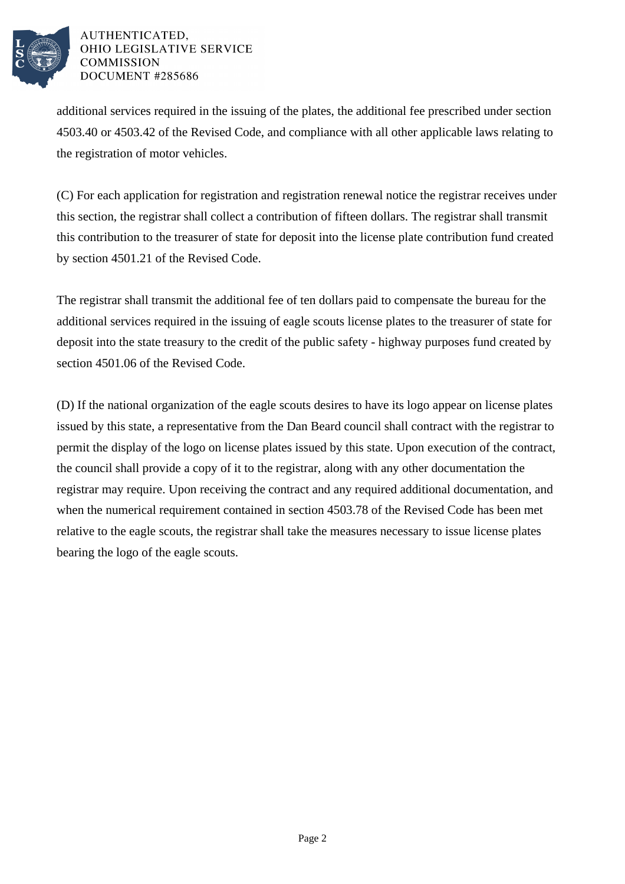additional services required in the issuing of the plates, the additional fee prescribed under section 4503.40 or 4503.42 of the Revised Code, and compliance with all other applicable laws relating to the registration of motor vehicles.

(C) For each application for registration and registration renewal notice the registrar receives under this section, the registrar shall collect a contribution of fifteen dollars. The registrar shall transmit this contribution to the treasurer of state for deposit into the license plate contribution fund created by section 4501.21 of the Revised Code.

The registrar shall transmit the additional fee of ten dollars paid to compensate the bureau for the additional services required in the issuing of eagle scouts license plates to the treasurer of state for deposit into the state treasury to the credit of the public safety - highway purposes fund created by section 4501.06 of the Revised Code.

(D) If the national organization of the eagle scouts desires to have its logo appear on license plates issued by this state, a representative from the Dan Beard council shall contract with the registrar to permit the display of the logo on license plates issued by this state. Upon execution of the contract, the council shall provide a copy of it to the registrar, along with any other documentation the registrar may require. Upon receiving the contract and any required additional documentation, and when the numerical requirement contained in section 4503.78 of the Revised Code has been met relative to the eagle scouts, the registrar shall take the measures necessary to issue license plates bearing the logo of the eagle scouts.